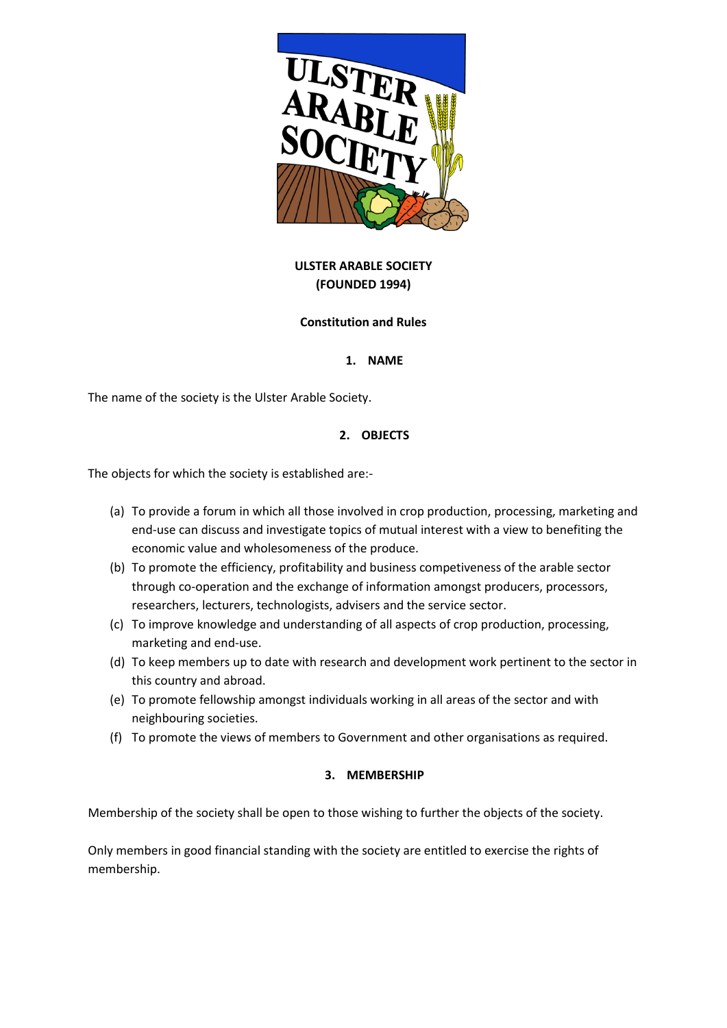# ULSTER ARABLE SOCIETY
# (FOUNDED 1994)

## Constitution and Rules

### 1. NAME

The name of the society is the Ulster Arable Society.

### 2. OBJECTS

The objects for which the society is established are:-

(a) To provide a forum in which all those involved in crop production, processing, marketing and end-use can discuss and investigate topics of mutual interest with a view to benefiting the economic value and wholesomeness of the produce.

(b) To promote the efficiency, profitability and business competiveness of the arable sector through co-operation and the exchange of information amongst producers, processors, researchers, lecturers, technologists, advisers and the service sector.

(c) To improve knowledge and understanding of all aspects of crop production, processing, marketing and end-use.

(d) To keep members up to date with research and development work pertinent to the sector in this country and abroad.

(e) To promote fellowship amongst individuals working in all areas of the sector and with neighbouring societies.

(f) To promote the views of members to Government and other organisations as required.

### 3. MEMBERSHIP

Membership of the society shall be open to those wishing to further the objects of the society.

Only members in good financial standing with the society are entitled to exercise the rights of membership.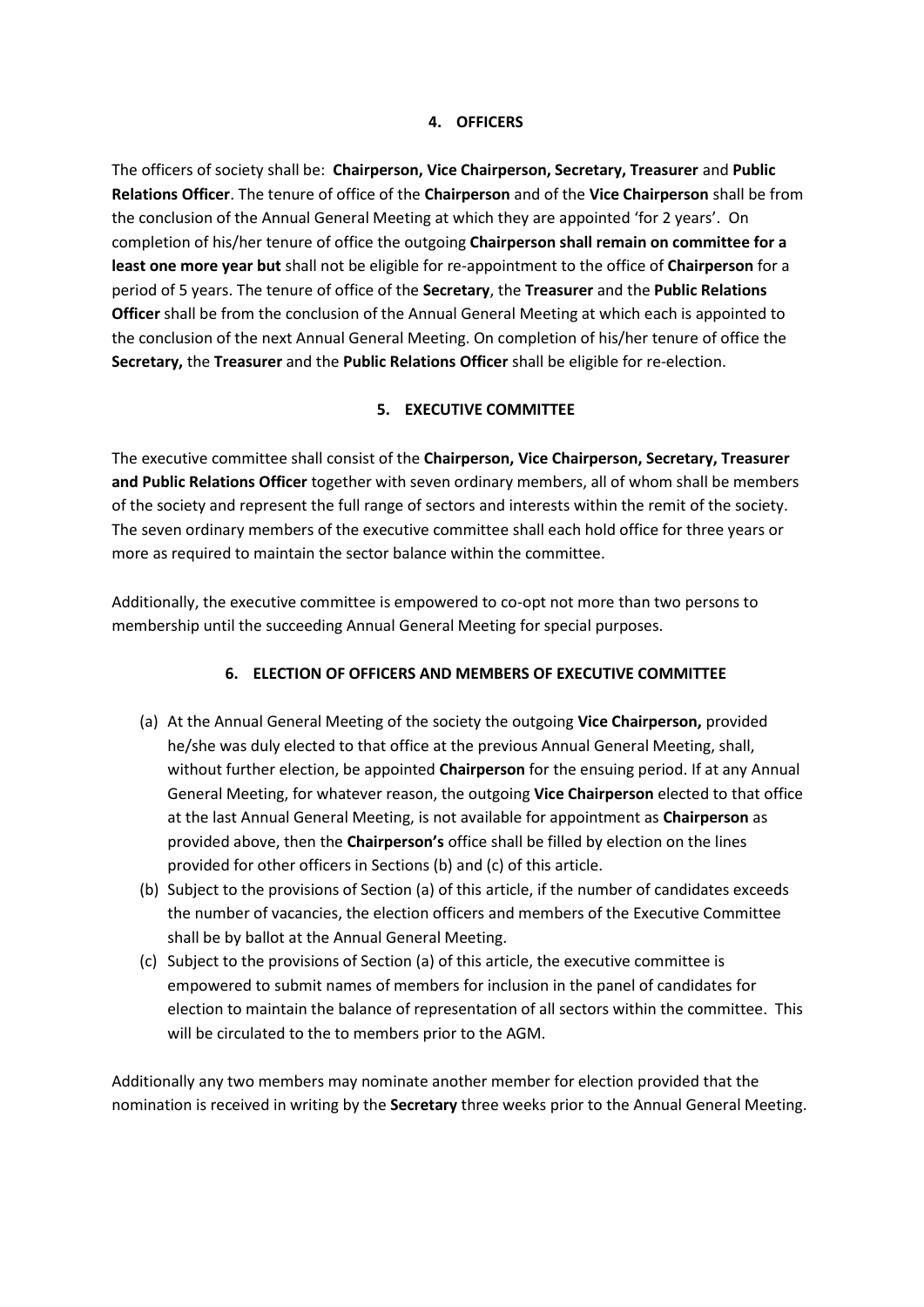## 4. OFFICERS

The officers of society shall be: **Chairperson, Vice Chairperson, Secretary, Treasurer** and **Public Relations Officer**. The tenure of office of the **Chairperson** and of the **Vice Chairperson** shall be from the conclusion of the Annual General Meeting at which they are appointed 'for 2 years'. On completion of his/her tenure of office the outgoing **Chairperson shall remain on committee for a least one more year but** shall not be eligible for re-appointment to the office of **Chairperson** for a period of 5 years. The tenure of office of the **Secretary**, the **Treasurer** and the **Public Relations Officer** shall be from the conclusion of the Annual General Meeting at which each is appointed to the conclusion of the next Annual General Meeting. On completion of his/her tenure of office the **Secretary,** the **Treasurer** and the **Public Relations Officer** shall be eligible for re-election.

## 5. EXECUTIVE COMMITTEE

The executive committee shall consist of the **Chairperson, Vice Chairperson, Secretary, Treasurer and Public Relations Officer** together with seven ordinary members, all of whom shall be members of the society and represent the full range of sectors and interests within the remit of the society. The seven ordinary members of the executive committee shall each hold office for three years or more as required to maintain the sector balance within the committee.

Additionally, the executive committee is empowered to co-opt not more than two persons to membership until the succeeding Annual General Meeting for special purposes.

## 6. ELECTION OF OFFICERS AND MEMBERS OF EXECUTIVE COMMITTEE

(a) At the Annual General Meeting of the society the outgoing **Vice Chairperson,** provided he/she was duly elected to that office at the previous Annual General Meeting, shall, without further election, be appointed **Chairperson** for the ensuing period. If at any Annual General Meeting, for whatever reason, the outgoing **Vice Chairperson** elected to that office at the last Annual General Meeting, is not available for appointment as **Chairperson** as provided above, then the **Chairperson's** office shall be filled by election on the lines provided for other officers in Sections (b) and (c) of this article.

(b) Subject to the provisions of Section (a) of this article, if the number of candidates exceeds the number of vacancies, the election officers and members of the Executive Committee shall be by ballot at the Annual General Meeting.

(c) Subject to the provisions of Section (a) of this article, the executive committee is empowered to submit names of members for inclusion in the panel of candidates for election to maintain the balance of representation of all sectors within the committee. This will be circulated to the to members prior to the AGM.

Additionally any two members may nominate another member for election provided that the nomination is received in writing by the **Secretary** three weeks prior to the Annual General Meeting.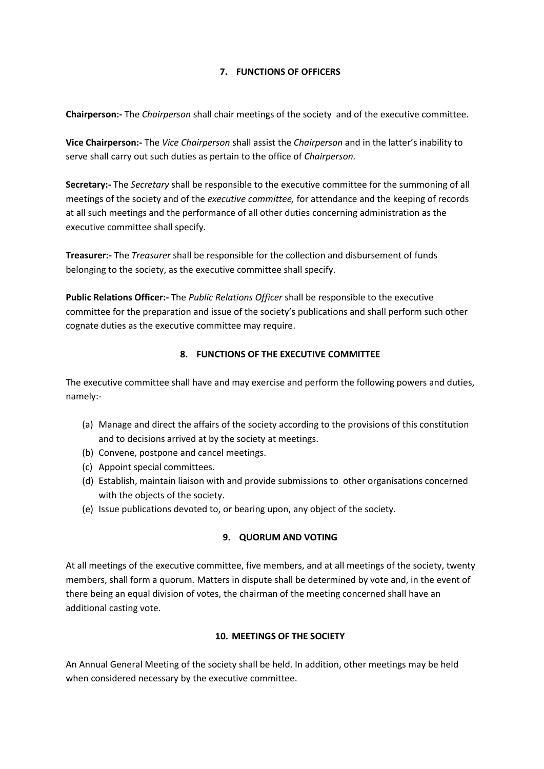## 7. FUNCTIONS OF OFFICERS

**Chairperson:-** The *Chairperson* shall chair meetings of the society and of the executive committee.

**Vice Chairperson:-** The *Vice Chairperson* shall assist the *Chairperson* and in the latter's inability to serve shall carry out such duties as pertain to the office of *Chairperson.*

**Secretary:-** The *Secretary* shall be responsible to the executive committee for the summoning of all meetings of the society and of the *executive committee,* for attendance and the keeping of records at all such meetings and the performance of all other duties concerning administration as the executive committee shall specify.

**Treasurer:-** The *Treasurer* shall be responsible for the collection and disbursement of funds belonging to the society, as the executive committee shall specify.

**Public Relations Officer:-** The *Public Relations Officer* shall be responsible to the executive committee for the preparation and issue of the society's publications and shall perform such other cognate duties as the executive committee may require.

## 8. FUNCTIONS OF THE EXECUTIVE COMMITTEE

The executive committee shall have and may exercise and perform the following powers and duties, namely:-

(a) Manage and direct the affairs of the society according to the provisions of this constitution and to decisions arrived at by the society at meetings.
(b) Convene, postpone and cancel meetings.
(c) Appoint special committees.
(d) Establish, maintain liaison with and provide submissions to other organisations concerned with the objects of the society.
(e) Issue publications devoted to, or bearing upon, any object of the society.

## 9. QUORUM AND VOTING

At all meetings of the executive committee, five members, and at all meetings of the society, twenty members, shall form a quorum. Matters in dispute shall be determined by vote and, in the event of there being an equal division of votes, the chairman of the meeting concerned shall have an additional casting vote.

## 10. MEETINGS OF THE SOCIETY

An Annual General Meeting of the society shall be held. In addition, other meetings may be held when considered necessary by the executive committee.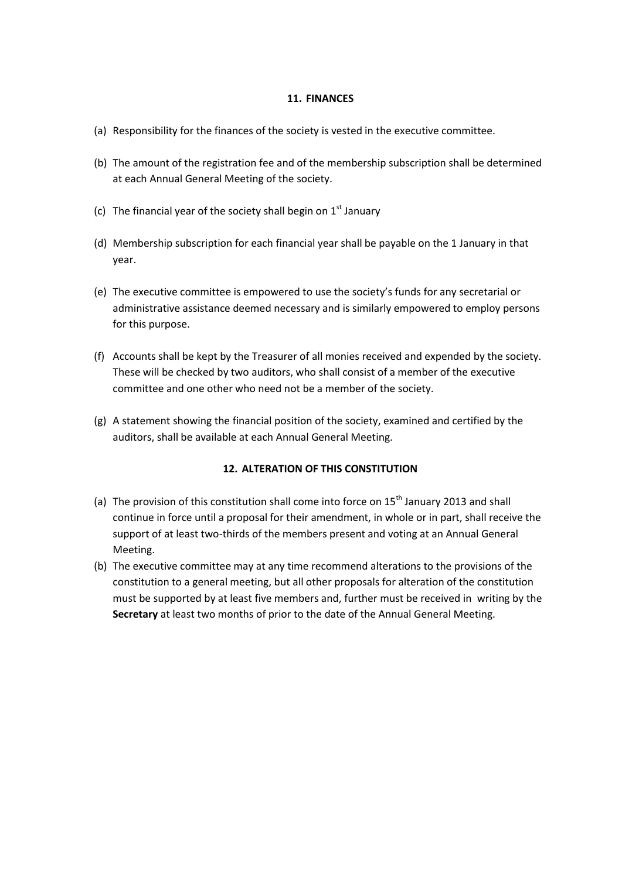## 11. FINANCES

(a) Responsibility for the finances of the society is vested in the executive committee.

(b) The amount of the registration fee and of the membership subscription shall be determined at each Annual General Meeting of the society.

(c) The financial year of the society shall begin on 1st January

(d) Membership subscription for each financial year shall be payable on the 1 January in that year.

(e) The executive committee is empowered to use the society's funds for any secretarial or administrative assistance deemed necessary and is similarly empowered to employ persons for this purpose.

(f) Accounts shall be kept by the Treasurer of all monies received and expended by the society. These will be checked by two auditors, who shall consist of a member of the executive committee and one other who need not be a member of the society.

(g) A statement showing the financial position of the society, examined and certified by the auditors, shall be available at each Annual General Meeting.

## 12. ALTERATION OF THIS CONSTITUTION

(a) The provision of this constitution shall come into force on 15th January 2013 and shall continue in force until a proposal for their amendment, in whole or in part, shall receive the support of at least two-thirds of the members present and voting at an Annual General Meeting.

(b) The executive committee may at any time recommend alterations to the provisions of the constitution to a general meeting, but all other proposals for alteration of the constitution must be supported by at least five members and, further must be received in writing by the **Secretary** at least two months of prior to the date of the Annual General Meeting.